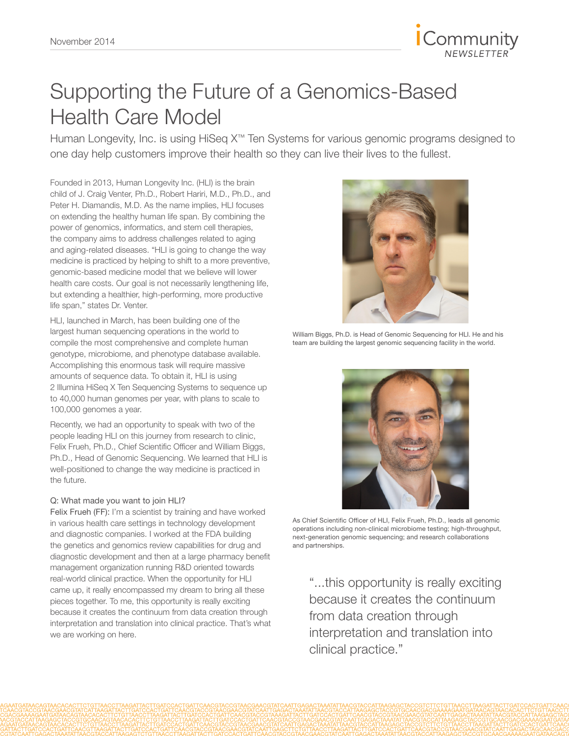# Supporting the Future of a Genomics-Based Health Care Model

Human Longevity, Inc. is using HiSeq X™ Ten Systems for various genomic programs designed to one day help customers improve their health so they can live their lives to the fullest.

Founded in 2013, Human Longevity Inc. (HLI) is the brain child of J. Craig Venter, Ph.D., Robert Hariri, M.D., Ph.D., and Peter H. Diamandis, M.D. As the name implies, HLI focuses on extending the healthy human life span. By combining the power of genomics, informatics, and stem cell therapies, the company aims to address challenges related to aging and aging-related diseases. "HLI is going to change the way medicine is practiced by helping to shift to a more preventive, genomic-based medicine model that we believe will lower health care costs. Our goal is not necessarily lengthening life, but extending a healthier, high-performing, more productive life span," states Dr. Venter.

HLI, launched in March, has been building one of the largest human sequencing operations in the world to compile the most comprehensive and complete human genotype, microbiome, and phenotype database available. Accomplishing this enormous task will require massive amounts of sequence data. To obtain it, HLI is using 2 Illumina HiSeq X Ten Sequencing Systems to sequence up to 40,000 human genomes per year, with plans to scale to 100,000 genomes a year.

Recently, we had an opportunity to speak with two of the people leading HLI on this journey from research to clinic, Felix Frueh, Ph.D., Chief Scientific Officer and William Biggs, Ph.D., Head of Genomic Sequencing. We learned that HLI is well-positioned to change the way medicine is practiced in the future.

William Biggs, Ph.D. is Head of Genomic Sequencing for HLI. He and his team are building the largest genomic sequencing facility in the world.

As Chief Scientific Officer of HLI, Felix Frueh, Ph.D., leads all genomic operations including non-clinical microbiome testing; high-throughput, next-generation genomic sequencing; and research collaborations and partnerships.

**Q: What made you want to join HLI?**

**Felix Frueh (FF):** I'm a scientist by training and have worked in various health care settings in technology development and diagnostic companies. I worked at the FDA building the genetics and genomics review capabilities for drug and diagnostic development and then at a large pharmacy benefit management organization running R&D oriented towards real-world clinical practice. When the opportunity for HLI came up, it really encompassed my dream to bring all these pieces together. To me, this opportunity is really exciting because it creates the continuum from data creation through interpretation and translation into clinical practice. That's what we are working on here.

> "...this opportunity is really exciting because it creates the continuum from data creation through interpretation and translation into clinical practice."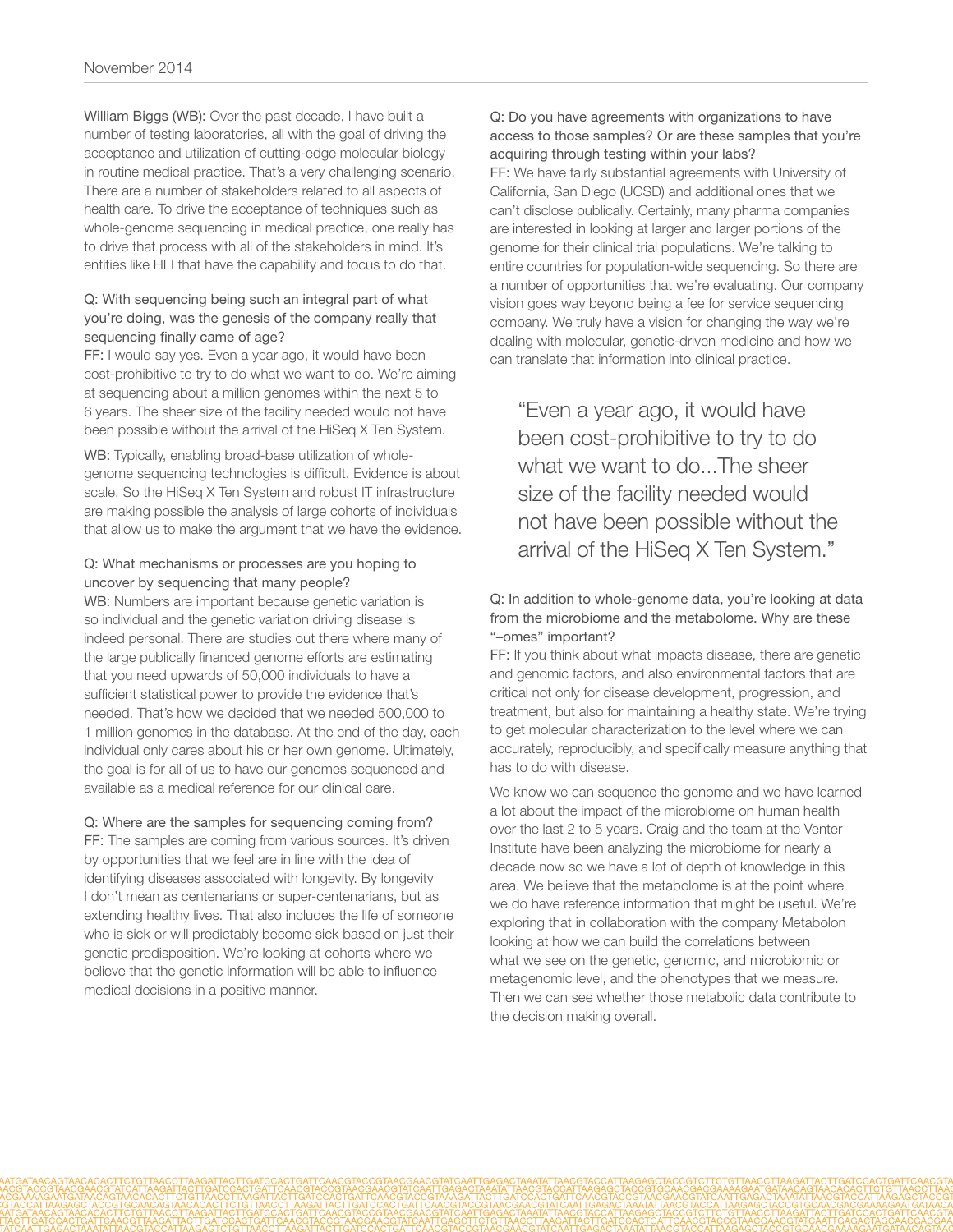William Biggs (WB): Over the past decade, I have built a number of testing laboratories, all with the goal of driving the acceptance and utilization of cutting-edge molecular biology in routine medical practice. That's a very challenging scenario. There are a number of stakeholders related to all aspects of health care. To drive the acceptance of techniques such as whole-genome sequencing in medical practice, one really has to drive that process with all of the stakeholders in mind. It's entities like HLI that have the capability and focus to do that.

Q: With sequencing being such an integral part of what you're doing, was the genesis of the company really that sequencing finally came of age?
FF: I would say yes. Even a year ago, it would have been cost-prohibitive to try to do what we want to do. We're aiming at sequencing about a million genomes within the next 5 to 6 years. The sheer size of the facility needed would not have been possible without the arrival of the HiSeq X Ten System.

WB: Typically, enabling broad-base utilization of whole-genome sequencing technologies is difficult. Evidence is about scale. So the HiSeq X Ten System and robust IT infrastructure are making possible the analysis of large cohorts of individuals that allow us to make the argument that we have the evidence.

Q: What mechanisms or processes are you hoping to uncover by sequencing that many people?
WB: Numbers are important because genetic variation is so individual and the genetic variation driving disease is indeed personal. There are studies out there where many of the large publically financed genome efforts are estimating that you need upwards of 50,000 individuals to have a sufficient statistical power to provide the evidence that's needed. That's how we decided that we needed 500,000 to 1 million genomes in the database. At the end of the day, each individual only cares about his or her own genome. Ultimately, the goal is for all of us to have our genomes sequenced and available as a medical reference for our clinical care.

Q: Where are the samples for sequencing coming from?
FF: The samples are coming from various sources. It's driven by opportunities that we feel are in line with the idea of identifying diseases associated with longevity. By longevity I don't mean as centenarians or super-centenarians, but as extending healthy lives. That also includes the life of someone who is sick or will predictably become sick based on just their genetic predisposition. We're looking at cohorts where we believe that the genetic information will be able to influence medical decisions in a positive manner.

Q: Do you have agreements with organizations to have access to those samples? Or are these samples that you're acquiring through testing within your labs?
FF: We have fairly substantial agreements with University of California, San Diego (UCSD) and additional ones that we can't disclose publically. Certainly, many pharma companies are interested in looking at larger and larger portions of the genome for their clinical trial populations. We're talking to entire countries for population-wide sequencing. So there are a number of opportunities that we're evaluating. Our company vision goes way beyond being a fee for service sequencing company. We truly have a vision for changing the way we're dealing with molecular, genetic-driven medicine and how we can translate that information into clinical practice.

> "Even a year ago, it would have been cost-prohibitive to try to do what we want to do...The sheer size of the facility needed would not have been possible without the arrival of the HiSeq X Ten System."

Q: In addition to whole-genome data, you're looking at data from the microbiome and the metabolome. Why are these "–omes" important?
FF: If you think about what impacts disease, there are genetic and genomic factors, and also environmental factors that are critical not only for disease development, progression, and treatment, but also for maintaining a healthy state. We're trying to get molecular characterization to the level where we can accurately, reproducibly, and specifically measure anything that has to do with disease.

We know we can sequence the genome and we have learned a lot about the impact of the microbiome on human health over the last 2 to 5 years. Craig and the team at the Venter Institute have been analyzing the microbiome for nearly a decade now so we have a lot of depth of knowledge in this area. We believe that the metabolome is at the point where we do have reference information that might be useful. We're exploring that in collaboration with the company Metabolon looking at how we can build the correlations between what we see on the genetic, genomic, and microbiomic or metagenomic level, and the phenotypes that we measure. Then we can see whether those metabolic data contribute to the decision making overall.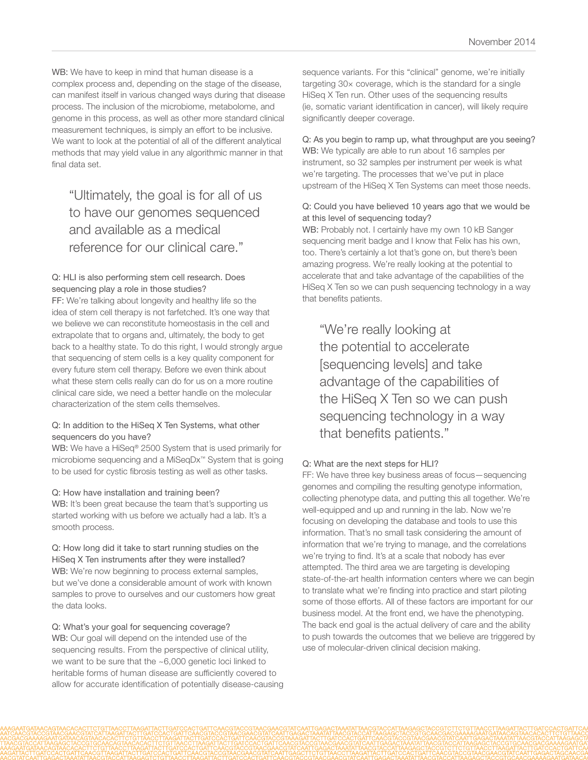WB: We have to keep in mind that human disease is a complex process and, depending on the stage of the disease, can manifest itself in various changed ways during that disease process. The inclusion of the microbiome, metabolome, and genome in this process, as well as other more standard clinical measurement techniques, is simply an effort to be inclusive. We want to look at the potential of all of the different analytical methods that may yield value in any algorithmic manner in that final data set.

> "Ultimately, the goal is for all of us to have our genomes sequenced and available as a medical reference for our clinical care."

Q: HLI is also performing stem cell research. Does sequencing play a role in those studies?
FF: We're talking about longevity and healthy life so the idea of stem cell therapy is not farfetched. It's one way that we believe we can reconstitute homeostasis in the cell and extrapolate that to organs and, ultimately, the body to get back to a healthy state. To do this right, I would strongly argue that sequencing of stem cells is a key quality component for every future stem cell therapy. Before we even think about what these stem cells really can do for us on a more routine clinical care side, we need a better handle on the molecular characterization of the stem cells themselves.

Q: In addition to the HiSeq X Ten Systems, what other sequencers do you have?
WB: We have a HiSeq® 2500 System that is used primarily for microbiome sequencing and a MiSeqDx™ System that is going to be used for cystic fibrosis testing as well as other tasks.

Q: How have installation and training been?
WB: It's been great because the team that's supporting us started working with us before we actually had a lab. It's a smooth process.

Q: How long did it take to start running studies on the HiSeq X Ten instruments after they were installed?
WB: We're now beginning to process external samples, but we've done a considerable amount of work with known samples to prove to ourselves and our customers how great the data looks.

Q: What's your goal for sequencing coverage?
WB: Our goal will depend on the intended use of the sequencing results. From the perspective of clinical utility, we want to be sure that the ~6,000 genetic loci linked to heritable forms of human disease are sufficiently covered to allow for accurate identification of potentially disease-causing sequence variants. For this "clinical" genome, we're initially targeting 30× coverage, which is the standard for a single HiSeq X Ten run. Other uses of the sequencing results (ie, somatic variant identification in cancer), will likely require significantly deeper coverage.

Q: As you begin to ramp up, what throughput are you seeing?
WB: We typically are able to run about 16 samples per instrument, so 32 samples per instrument per week is what we're targeting. The processes that we've put in place upstream of the HiSeq X Ten Systems can meet those needs.

Q: Could you have believed 10 years ago that we would be at this level of sequencing today?
WB: Probably not. I certainly have my own 10 kB Sanger sequencing merit badge and I know that Felix has his own, too. There's certainly a lot that's gone on, but there's been amazing progress. We're really looking at the potential to accelerate that and take advantage of the capabilities of the HiSeq X Ten so we can push sequencing technology in a way that benefits patients.

> "We're really looking at the potential to accelerate [sequencing levels] and take advantage of the capabilities of the HiSeq X Ten so we can push sequencing technology in a way that benefits patients."

Q: What are the next steps for HLI?
FF: We have three key business areas of focus—sequencing genomes and compiling the resulting genotype information, collecting phenotype data, and putting this all together. We're well-equipped and up and running in the lab. Now we're focusing on developing the database and tools to use this information. That's no small task considering the amount of information that we're trying to manage, and the correlations we're trying to find. It's at a scale that nobody has ever attempted. The third area we are targeting is developing state-of-the-art health information centers where we can begin to translate what we're finding into practice and start piloting some of those efforts. All of these factors are important for our business model. At the front end, we have the phenotyping. The back end goal is the actual delivery of care and the ability to push towards the outcomes that we believe are triggered by use of molecular-driven clinical decision making.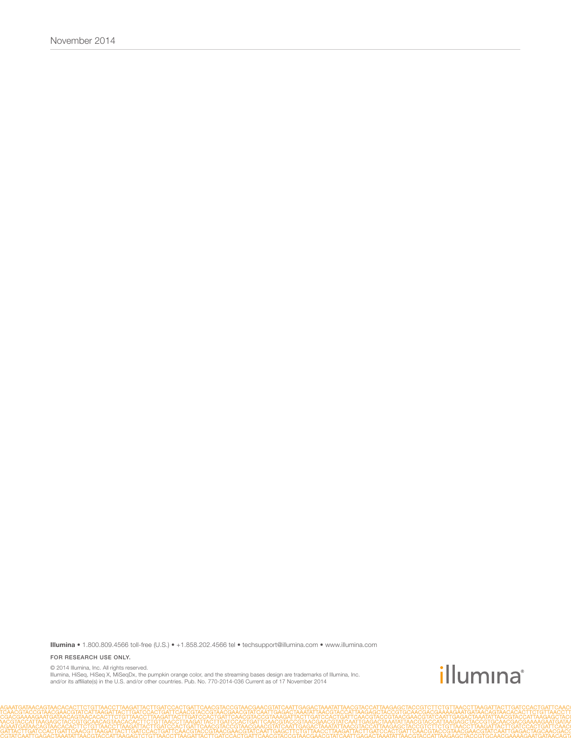November 2014

**Illumina** • 1.800.809.4566 toll-free (U.S.) • +1.858.202.4566 tel • techsupport@illumina.com • www.illumina.com

FOR RESEARCH USE ONLY.

© 2014 Illumina, Inc. All rights reserved.
Illumina, HiSeq, HiSeq X, MiSeqDx, the pumpkin orange color, and the streaming bases design are trademarks of Illumina, Inc. and/or its affiliate(s) in the U.S. and/or other countries. Pub. No. 770-2014-036 Current as of 17 November 2014